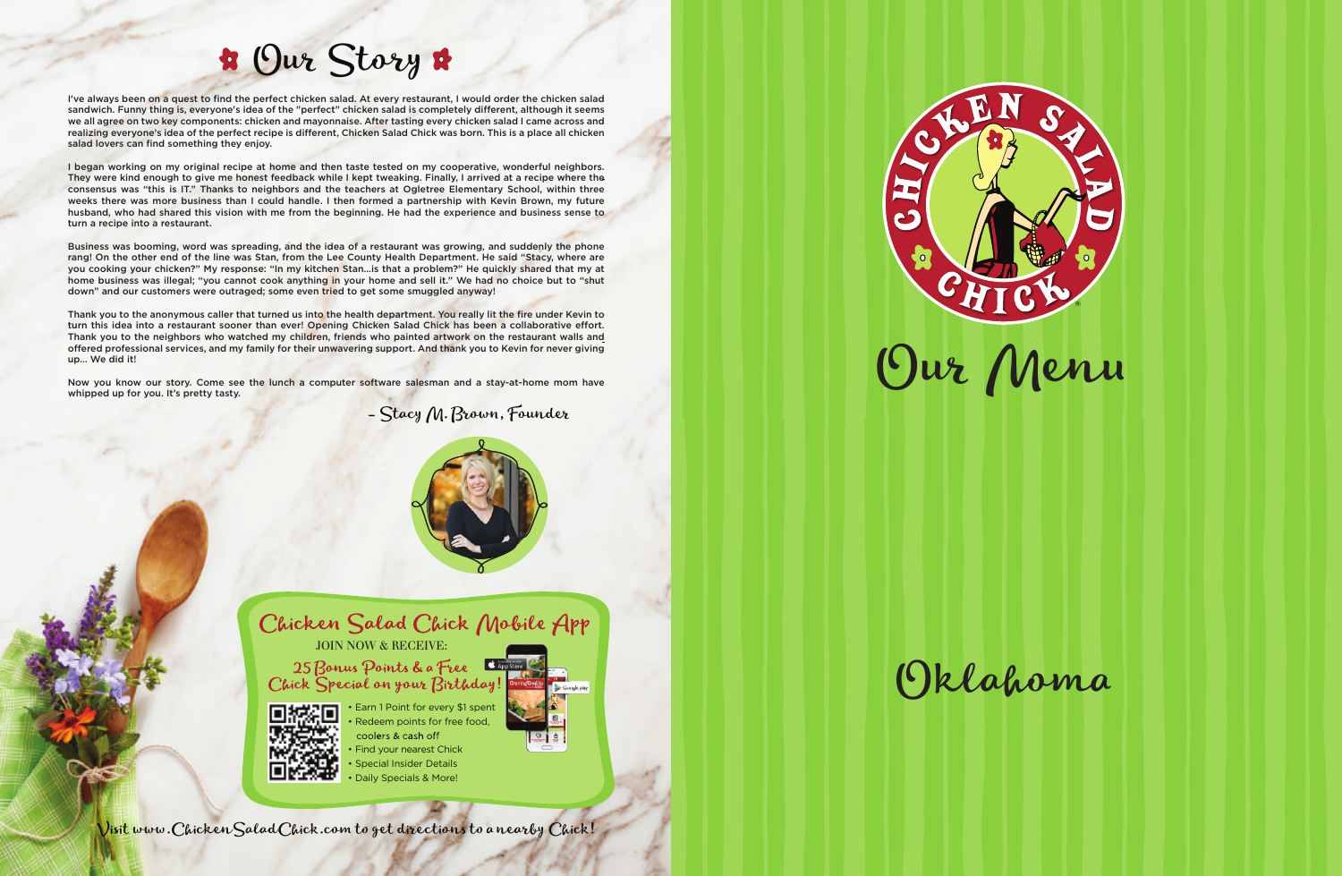# Our Story

I've always been on a quest to find the perfect chicken salad. At every restaurant, I would order the chicken salad sandwich. Funny thing is, everyone's idea of the "perfect" chicken salad is completely different, although it seems we all agree on two key components: chicken and mayonnaise. After tasting every chicken salad I came across and realizing everyone's idea of the perfect recipe is different, Chicken Salad Chick was born. This is a place all chicken salad lovers can find something they enjoy.

I began working on my original recipe at home and then taste tested on my cooperative, wonderful neighbors. They were kind enough to give me honest feedback while I kept tweaking. Finally, I arrived at a recipe where the consensus was "this is IT." Thanks to neighbors and the teachers at Ogletree Elementary School, within three weeks there was more business than I could handle. I then formed a partnership with Kevin Brown, my future husband, who had shared this vision with me from the beginning. He had the experience and business sense to turn a recipe into a restaurant.

Business was booming, word was spreading, and the idea of a restaurant was growing, and suddenly the phone rang! On the other end of the line was Stan, from the Lee County Health Department. He said "Stacy, where are you cooking your chicken?" My response: "In my kitchen Stan...is that a problem?" He quickly shared that my at home business was illegal; "you cannot cook anything in your home and sell it." We had no choice but to "shut down" and our customers were outraged; some even tried to get some smuggled anyway!

Thank you to the anonymous caller that turned us into the health department. You really lit the fire under Kevin to turn this idea into a restaurant sooner than ever! Opening Chicken Salad Chick has been a collaborative effort. Thank you to the neighbors who watched my children, friends who painted artwork on the restaurant walls and offered professional services, and my family for their unwavering support. And thank you to Kevin for never giving up... We did it!

Now you know our story. Come see the lunch a computer software salesman and a stay-at-home mom have whipped up for you. It's pretty tasty.

– Stacy M. Brown, Founder

## Chicken Salad Chick Mobile App

JOIN NOW & RECEIVE:

**25 Bonus Points & a Free Chick Special on your Birthday!**

- Earn 1 Point for every $1 spent
- Redeem points for free food, coolers & cash off
- Find your nearest Chick
- Special Insider Details
- Daily Specials & More!

Visit www.ChickenSaladChick.com to get directions to a nearby Chick!

Chicken Salad Chick®

# Our Menu

# Oklahoma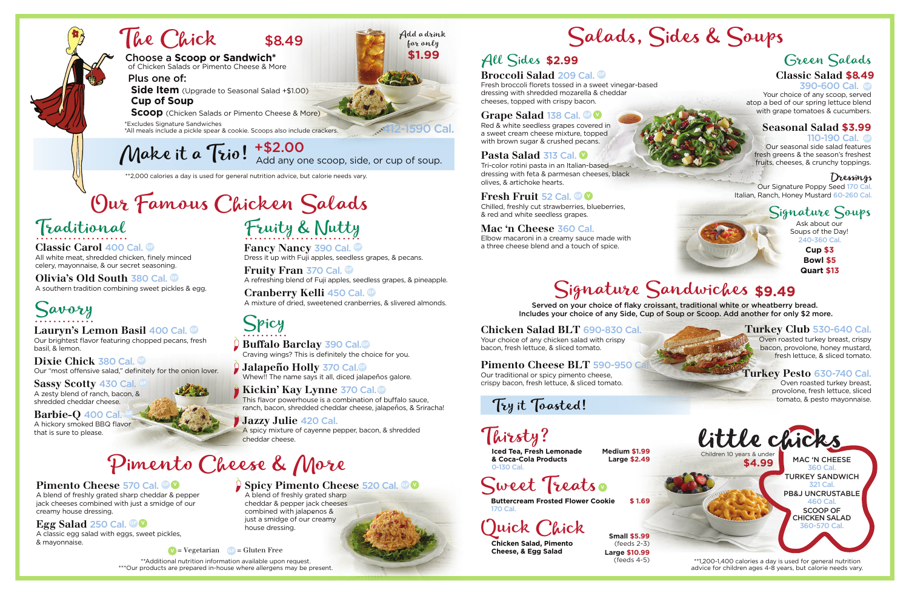# The Chick $8.49

Choose a **Scoop or Sandwich*** of Chicken Salads or Pimento Cheese & More

Plus one of:

- **Side Item** (Upgrade to Seasonal Salad +$1.00)
- **Cup of Soup**
- **Scoop** (Chicken Salads or Pimento Cheese & More)

*Excludes Signature Sandwiches
*All meals include a pickle spear & cookie. Scoops also include crackers.

Add a drink for only **$1.99**

412-1590 Cal.

## Make it a Trio! +$2.00

Add any one scoop, side, or cup of soup.

**2,000 calories a day is used for general nutrition advice, but calorie needs vary.

# Our Famous Chicken Salads

## Traditional

**Classic Carol** 400 Cal. GF
All white meat, shredded chicken, finely minced celery, mayonnaise, & our secret seasoning.

**Olivia's Old South** 380 Cal. GF
A southern tradition combining sweet pickles & egg.

## Savory

**Lauryn's Lemon Basil** 400 Cal. GF
Our brightest flavor featuring chopped pecans, fresh basil, & lemon.

**Dixie Chick** 380 Cal. GF
Our "most offensive salad," definitely for the onion lover.

**Sassy Scotty** 430 Cal. GF
A zesty blend of ranch, bacon, & shredded cheddar cheese.

**Barbie-Q** 400 Cal. GF
A hickory smoked BBQ flavor that is sure to please.

## Fruity & Nutty

**Fancy Nancy** 390 Cal. GF
Dress it up with Fuji apples, seedless grapes, & pecans.

**Fruity Fran** 370 Cal. GF
A refreshing blend of Fuji apples, seedless grapes, & pineapple.

**Cranberry Kelli** 450 Cal. GF
A mixture of dried, sweetened cranberries, & slivered almonds.

## Spicy

**Buffalo Barclay** 390 Cal. GF
Craving wings? This is definitely the choice for you.

**Jalapeño Holly** 370 Cal. GF
Whew!! The name says it all, diced jalapeños galore.

**Kickin' Kay Lynne** 370 Cal. GF
This flavor powerhouse is a combination of buffalo sauce, ranch, bacon, shredded cheddar cheese, jalapeños, & Sriracha!

**Jazzy Julie** 420 Cal.
A spicy mixture of cayenne pepper, bacon, & shredded cheddar cheese.

# Pimento Cheese & More

**Pimento Cheese** 570 Cal. GF V
A blend of freshly grated sharp cheddar & pepper jack cheeses combined with just a smidge of our creamy house dressing.

**Spicy Pimento Cheese** 520 Cal. GF V
A blend of freshly grated sharp cheddar & pepper jack cheeses combined with jalapenos & just a smidge of our creamy house dressing.

**Egg Salad** 250 Cal. GF V
A classic egg salad with eggs, sweet pickles, & mayonnaise.

V = Vegetarian GF = Gluten Free

**Additional nutrition information available upon request.
***Our products are prepared in-house where allergens may be present.

# Salads, Sides & Soups

## All Sides $2.99

**Broccoli Salad** 209 Cal. GF
Fresh broccoli florets tossed in a sweet vinegar-based dressing with shredded mozarella & cheddar cheeses, topped with crispy bacon.

**Grape Salad** 138 Cal. GF V
Red & white seedless grapes covered in a sweet cream cheese mixture, topped with brown sugar & crushed pecans.

**Pasta Salad** 313 Cal. V
Tri-color rotini pasta in an Italian-based dressing with feta & parmesan cheeses, black olives, & artichoke hearts.

**Fresh Fruit** 52 Cal. GF V
Chilled, freshly cut strawberries, blueberries, & red and white seedless grapes.

**Mac 'n Cheese** 360 Cal.
Elbow macaroni in a creamy sauce made with a three cheese blend and a touch of spice.

## Green Salads

**Classic Salad $8.49**
390-600 Cal. GF
Your choice of any scoop, served atop a bed of our spring lettuce blend with grape tomatoes & cucumbers.

**Seasonal Salad $3.99**
110-190 Cal. GF
Our seasonal side salad features fresh greens & the season's freshest fruits, cheeses, & crunchy toppings.

### Dressings

Our Signature Poppy Seed 170 Cal.
Italian, Ranch, Honey Mustard 60-260 Cal.

## Signature Soups

Ask about our Soups of the Day!
240-360 Cal.

- **Cup** $3
- **Bowl** $5
- **Quart** $13

# Signature Sandwiches $9.49

Served on your choice of flaky croissant, traditional white or wheatberry bread.
Includes your choice of any Side, Cup of Soup or Scoop. Add another for only $2 more.

**Chicken Salad BLT** 690-830 Cal.
Your choice of any chicken salad with crispy bacon, fresh lettuce, & sliced tomato.

**Pimento Cheese BLT** 590-950 Cal.
Our traditional or spicy pimento cheese, crispy bacon, fresh lettuce, & sliced tomato.

**Turkey Club** 530-640 Cal.
Oven roasted turkey breast, crispy bacon, provolone, honey mustard, fresh lettuce, & sliced tomato.

**Turkey Pesto** 630-740 Cal.
Oven roasted turkey breast, provolone, fresh lettuce, sliced tomato, & pesto mayonnaise.

Try it Toasted!

## Thirsty?

**Iced Tea, Fresh Lemonade & Coca-Cola Products**
0-130 Cal.

**Medium** $1.99
**Large** $2.49

## Sweet Treats V

**Buttercream Frosted Flower Cookie** $1.69
170 Cal.

## Quick Chick

**Chicken Salad, Pimento Cheese, & Egg Salad**

**Small** $5.99 (feeds 2-3)
**Large** $10.99 (feeds 4-5)

## little chicks

Children 10 years & under
**$4.99**

- MAC 'N CHEESE 360 Cal.
- TURKEY SANDWICH 321 Cal.
- PB&J UNCRUSTABLE 460 Cal.
- SCOOP OF CHICKEN SALAD 360-570 Cal.

**1,200-1,400 calories a day is used for general nutrition advice for children ages 4-8 years, but calorie needs vary.